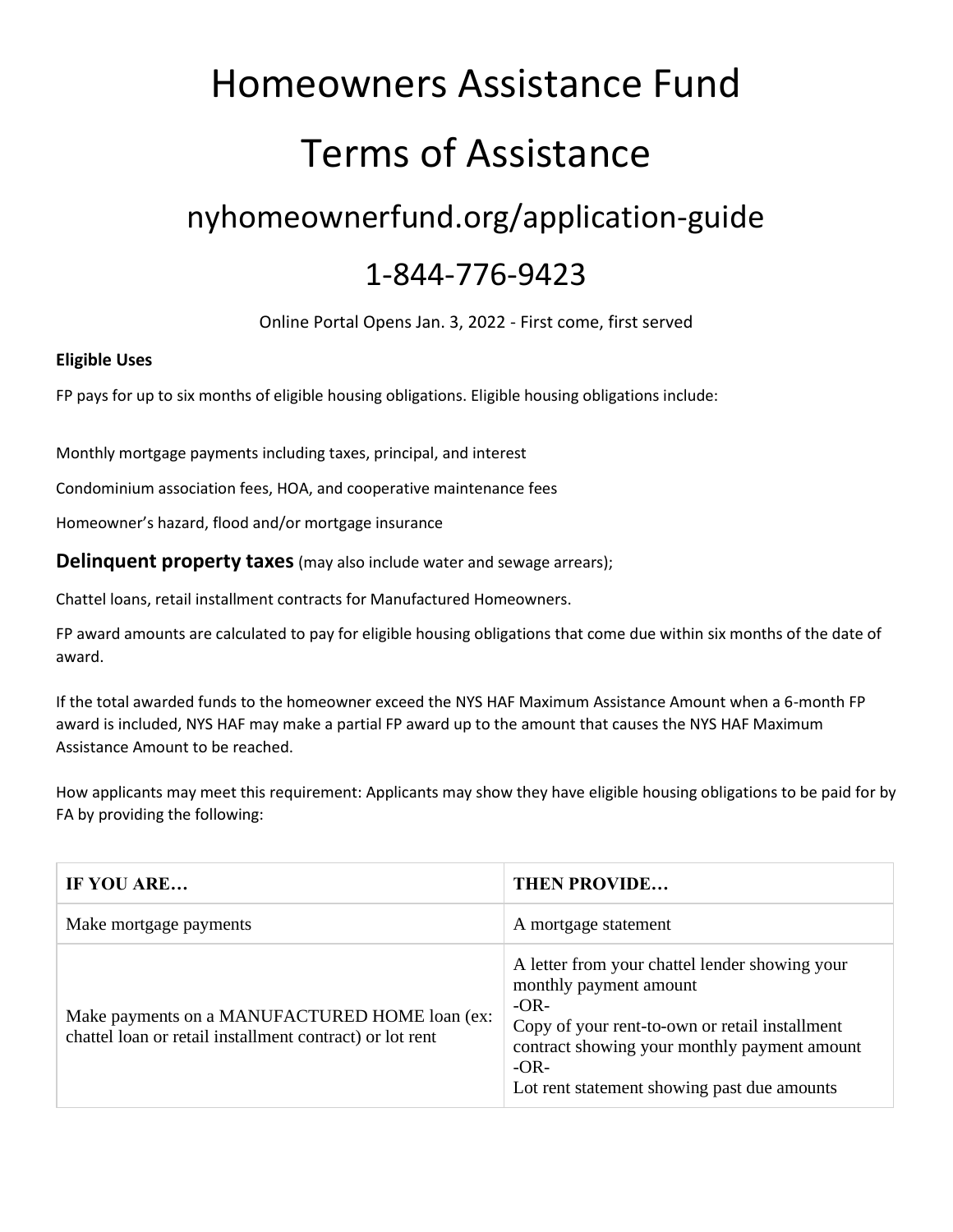# Homeowners Assistance Fund

# Terms of Assistance

## nyhomeownerfund.org/application-guide

## 1-844-776-9423

Online Portal Opens Jan. 3, 2022 - First come, first served

**Eligible Uses**

FP pays for up to six months of eligible housing obligations. Eligible housing obligations include:

Monthly mortgage payments including taxes, principal, and interest

Condominium association fees, HOA, and cooperative maintenance fees

Homeowner's hazard, flood and/or mortgage insurance

**Delinquent property taxes** (may also include water and sewage arrears);

Chattel loans, retail installment contracts for Manufactured Homeowners.

FP award amounts are calculated to pay for eligible housing obligations that come due within six months of the date of award.

If the total awarded funds to the homeowner exceed the NYS HAF Maximum Assistance Amount when a 6-month FP award is included, NYS HAF may make a partial FP award up to the amount that causes the NYS HAF Maximum Assistance Amount to be reached.

How applicants may meet this requirement: Applicants may show they have eligible housing obligations to be paid for by FA by providing the following:

| IF YOU ARE… | THEN PROVIDE… |
|---|---|
| Make mortgage payments | A mortgage statement |
| Make payments on a MANUFACTURED HOME loan (ex: chattel loan or retail installment contract) or lot rent | A letter from your chattel lender showing your monthly payment amount<br>-OR-<br>Copy of your rent-to-own or retail installment contract showing your monthly payment amount<br>-OR-<br>Lot rent statement showing past due amounts |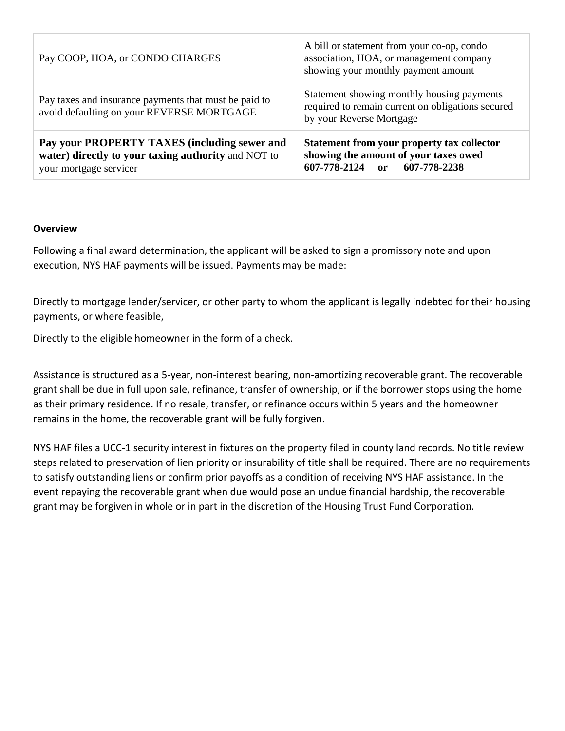| | |
|---|---|
| Pay COOP, HOA, or CONDO CHARGES | A bill or statement from your co-op, condo association, HOA, or management company showing your monthly payment amount |
| Pay taxes and insurance payments that must be paid to avoid defaulting on your REVERSE MORTGAGE | Statement showing monthly housing payments required to remain current on obligations secured by your Reverse Mortgage |
| **Pay your PROPERTY TAXES (including sewer and water) directly to your taxing authority** and NOT to your mortgage servicer | **Statement from your property tax collector showing the amount of your taxes owed 607-778-2124 or 607-778-2238** |

**Overview**

Following a final award determination, the applicant will be asked to sign a promissory note and upon execution, NYS HAF payments will be issued. Payments may be made:

Directly to mortgage lender/servicer, or other party to whom the applicant is legally indebted for their housing payments, or where feasible,

Directly to the eligible homeowner in the form of a check.

Assistance is structured as a 5-year, non-interest bearing, non-amortizing recoverable grant. The recoverable grant shall be due in full upon sale, refinance, transfer of ownership, or if the borrower stops using the home as their primary residence. If no resale, transfer, or refinance occurs within 5 years and the homeowner remains in the home, the recoverable grant will be fully forgiven.

NYS HAF files a UCC-1 security interest in fixtures on the property filed in county land records. No title review steps related to preservation of lien priority or insurability of title shall be required. There are no requirements to satisfy outstanding liens or confirm prior payoffs as a condition of receiving NYS HAF assistance. In the event repaying the recoverable grant when due would pose an undue financial hardship, the recoverable grant may be forgiven in whole or in part in the discretion of the Housing Trust Fund Corporation.